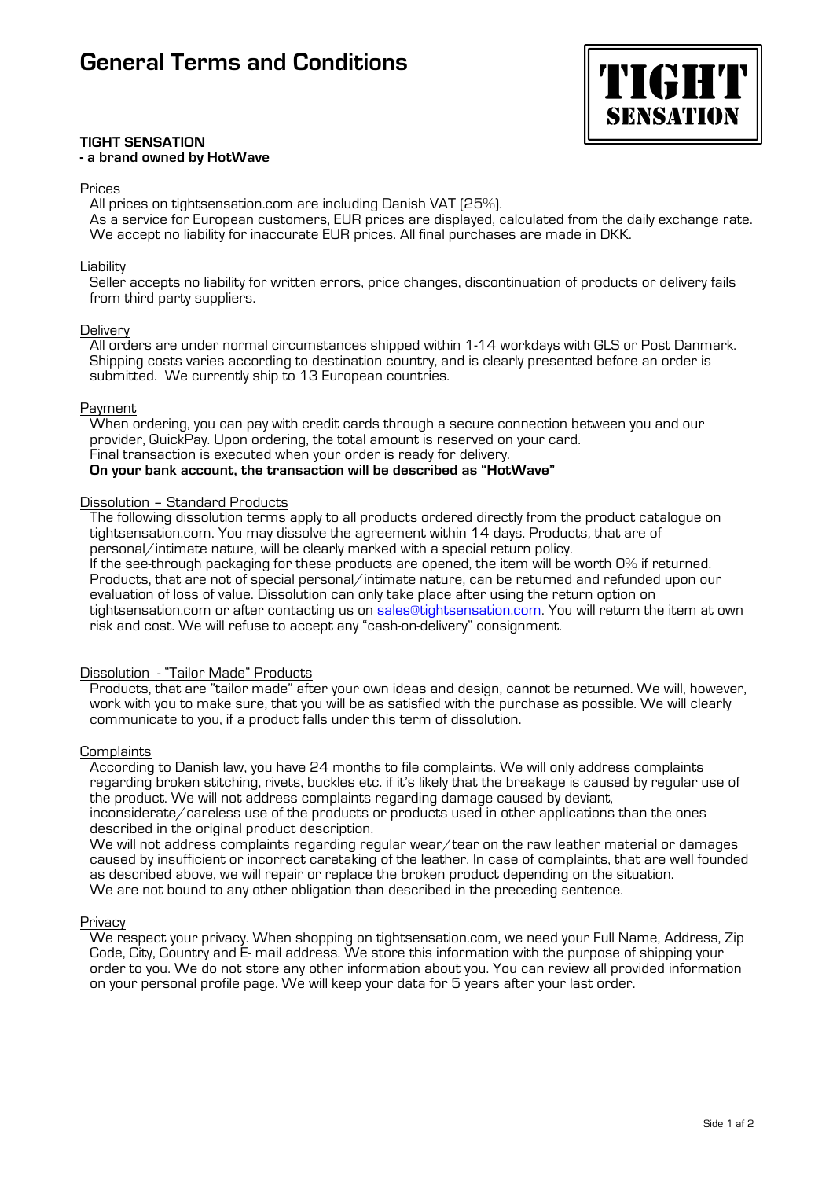# General Terms and Conditions

TIGHT SENSATION

**TIGHT SENSATION**
**- a brand owned by HotWave**

Prices

All prices on tightsensation.com are including Danish VAT (25%).
As a service for European customers, EUR prices are displayed, calculated from the daily exchange rate. We accept no liability for inaccurate EUR prices. All final purchases are made in DKK.

Liability

Seller accepts no liability for written errors, price changes, discontinuation of products or delivery fails from third party suppliers.

Delivery

All orders are under normal circumstances shipped within 1-14 workdays with GLS or Post Danmark. Shipping costs varies according to destination country, and is clearly presented before an order is submitted. We currently ship to 13 European countries.

Payment

When ordering, you can pay with credit cards through a secure connection between you and our provider, QuickPay. Upon ordering, the total amount is reserved on your card.
Final transaction is executed when your order is ready for delivery.
**On your bank account, the transaction will be described as "HotWave"**

Dissolution – Standard Products

The following dissolution terms apply to all products ordered directly from the product catalogue on tightsensation.com. You may dissolve the agreement within 14 days. Products, that are of personal/intimate nature, will be clearly marked with a special return policy.
If the see-through packaging for these products are opened, the item will be worth 0% if returned.
Products, that are not of special personal/intimate nature, can be returned and refunded upon our evaluation of loss of value. Dissolution can only take place after using the return option on tightsensation.com or after contacting us on sales@tightsensation.com. You will return the item at own risk and cost. We will refuse to accept any "cash-on-delivery" consignment.

Dissolution - "Tailor Made" Products

Products, that are "tailor made" after your own ideas and design, cannot be returned. We will, however, work with you to make sure, that you will be as satisfied with the purchase as possible. We will clearly communicate to you, if a product falls under this term of dissolution.

Complaints

According to Danish law, you have 24 months to file complaints. We will only address complaints regarding broken stitching, rivets, buckles etc. if it's likely that the breakage is caused by regular use of the product. We will not address complaints regarding damage caused by deviant, inconsiderate/careless use of the products or products used in other applications than the ones described in the original product description.
We will not address complaints regarding regular wear/tear on the raw leather material or damages caused by insufficient or incorrect caretaking of the leather. In case of complaints, that are well founded as described above, we will repair or replace the broken product depending on the situation.
We are not bound to any other obligation than described in the preceding sentence.

Privacy

We respect your privacy. When shopping on tightsensation.com, we need your Full Name, Address, Zip Code, City, Country and E- mail address. We store this information with the purpose of shipping your order to you. We do not store any other information about you. You can review all provided information on your personal profile page. We will keep your data for 5 years after your last order.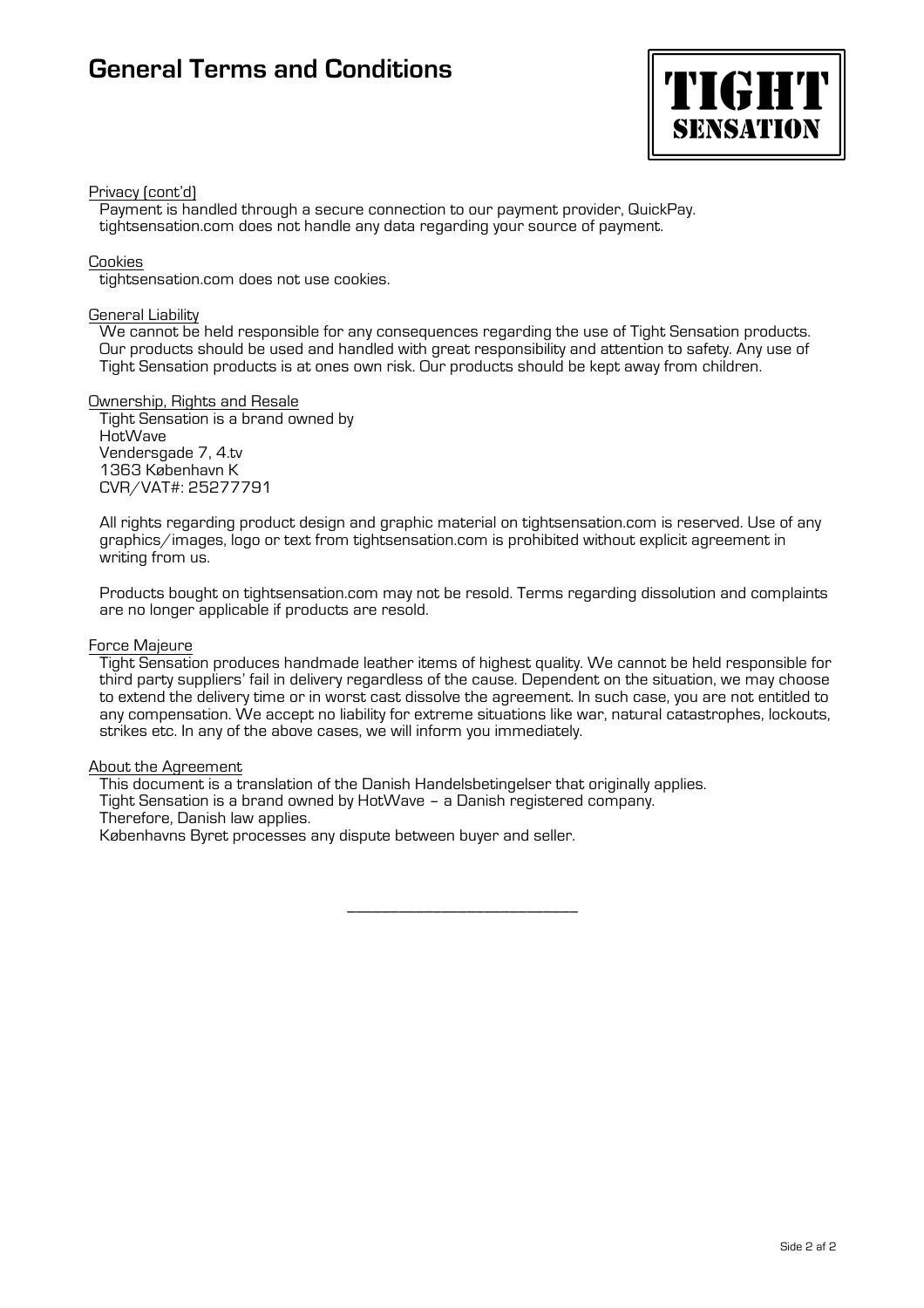# General Terms and Conditions

TIGHT SENSATION

Privacy (cont'd)

Payment is handled through a secure connection to our payment provider, QuickPay. tightsensation.com does not handle any data regarding your source of payment.

Cookies

tightsensation.com does not use cookies.

General Liability

We cannot be held responsible for any consequences regarding the use of Tight Sensation products. Our products should be used and handled with great responsibility and attention to safety. Any use of Tight Sensation products is at ones own risk. Our products should be kept away from children.

Ownership, Rights and Resale

Tight Sensation is a brand owned by
HotWave
Vendersgade 7, 4.tv
1363 København K
CVR/VAT#: 25277791

All rights regarding product design and graphic material on tightsensation.com is reserved. Use of any graphics/images, logo or text from tightsensation.com is prohibited without explicit agreement in writing from us.

Products bought on tightsensation.com may not be resold. Terms regarding dissolution and complaints are no longer applicable if products are resold.

Force Majeure

Tight Sensation produces handmade leather items of highest quality. We cannot be held responsible for third party suppliers' fail in delivery regardless of the cause. Dependent on the situation, we may choose to extend the delivery time or in worst cast dissolve the agreement. In such case, you are not entitled to any compensation. We accept no liability for extreme situations like war, natural catastrophes, lockouts, strikes etc. In any of the above cases, we will inform you immediately.

About the Agreement

This document is a translation of the Danish Handelsbetingelser that originally applies.
Tight Sensation is a brand owned by HotWave – a Danish registered company.
Therefore, Danish law applies.
Københavns Byret processes any dispute between buyer and seller.

---